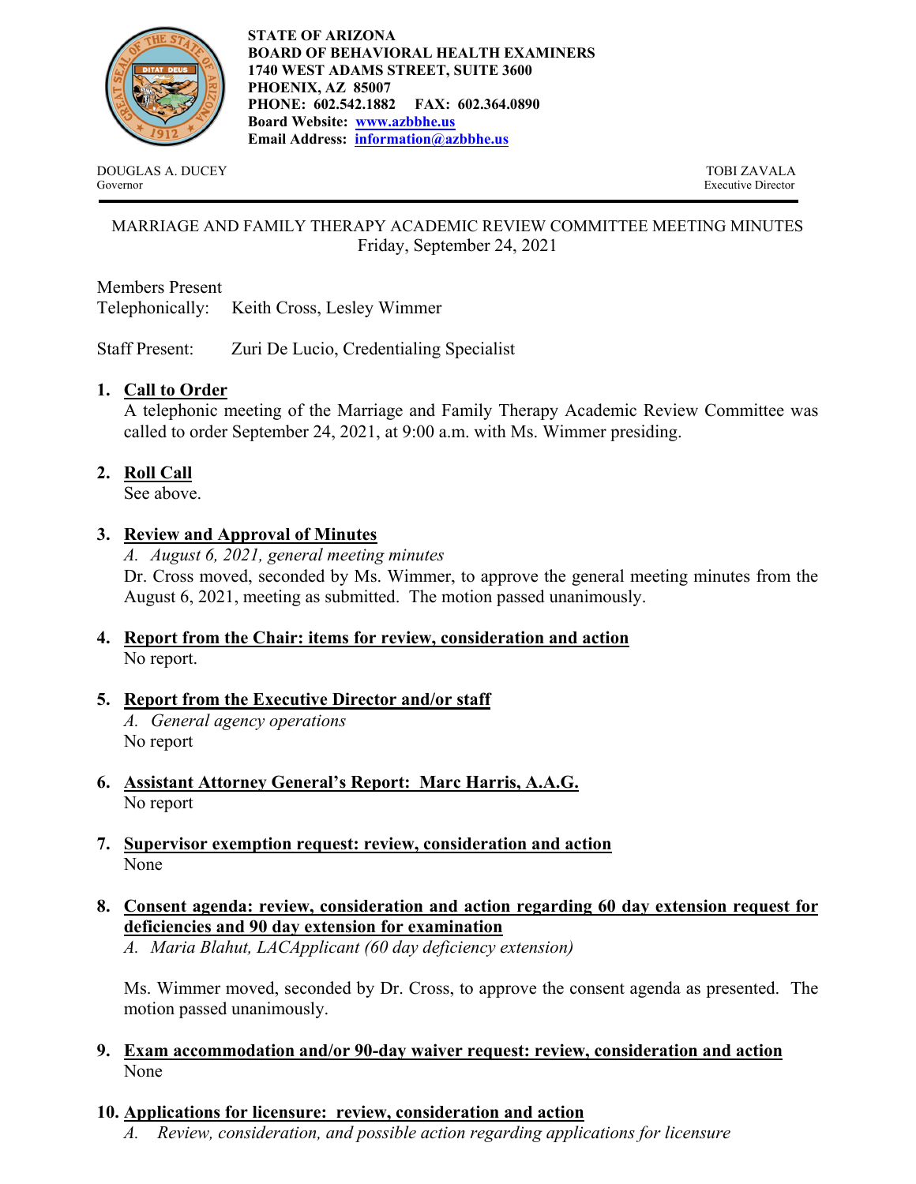**STATE OF ARIZONA**
**BOARD OF BEHAVIORAL HEALTH EXAMINERS**
**1740 WEST ADAMS STREET, SUITE 3600**
**PHOENIX, AZ 85007**
**PHONE: 602.542.1882 FAX: 602.364.0890**
**Board Website: www.azbbhe.us**
**Email Address: information@azbbhe.us**

DOUGLAS A. DUCEY
Governor

TOBI ZAVALA
Executive Director

MARRIAGE AND FAMILY THERAPY ACADEMIC REVIEW COMMITTEE MEETING MINUTES
Friday, September 24, 2021

Members Present
Telephonically: Keith Cross, Lesley Wimmer

Staff Present: Zuri De Lucio, Credentialing Specialist

1. **Call to Order**
   A telephonic meeting of the Marriage and Family Therapy Academic Review Committee was called to order September 24, 2021, at 9:00 a.m. with Ms. Wimmer presiding.

2. **Roll Call**
   See above.

3. **Review and Approval of Minutes**
   *A. August 6, 2021, general meeting minutes*
   Dr. Cross moved, seconded by Ms. Wimmer, to approve the general meeting minutes from the August 6, 2021, meeting as submitted. The motion passed unanimously.

4. **Report from the Chair: items for review, consideration and action**
   No report.

5. **Report from the Executive Director and/or staff**
   *A. General agency operations*
   No report

6. **Assistant Attorney General's Report: Marc Harris, A.A.G.**
   No report

7. **Supervisor exemption request: review, consideration and action**
   None

8. **Consent agenda: review, consideration and action regarding 60 day extension request for deficiencies and 90 day extension for examination**
   *A. Maria Blahut, LACApplicant (60 day deficiency extension)*

   Ms. Wimmer moved, seconded by Dr. Cross, to approve the consent agenda as presented. The motion passed unanimously.

9. **Exam accommodation and/or 90-day waiver request: review, consideration and action**
   None

10. **Applications for licensure: review, consideration and action**
    *A. Review, consideration, and possible action regarding applications for licensure*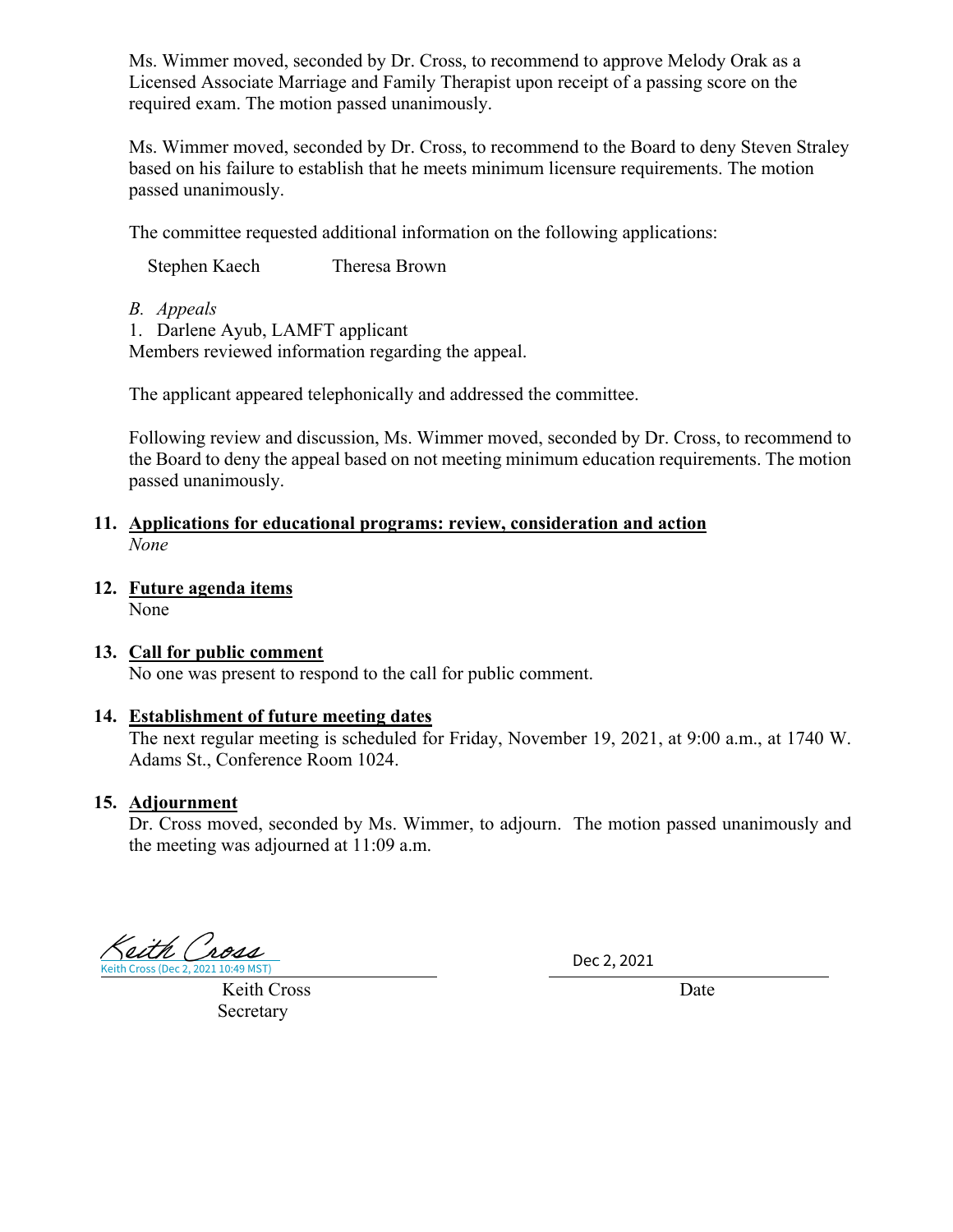Ms. Wimmer moved, seconded by Dr. Cross, to recommend to approve Melody Orak as a Licensed Associate Marriage and Family Therapist upon receipt of a passing score on the required exam. The motion passed unanimously.

Ms. Wimmer moved, seconded by Dr. Cross, to recommend to the Board to deny Steven Straley based on his failure to establish that he meets minimum licensure requirements. The motion passed unanimously.

The committee requested additional information on the following applications:

Stephen Kaech    Theresa Brown

*B. Appeals*

1. Darlene Ayub, LAMFT applicant

Members reviewed information regarding the appeal.

The applicant appeared telephonically and addressed the committee.

Following review and discussion, Ms. Wimmer moved, seconded by Dr. Cross, to recommend to the Board to deny the appeal based on not meeting minimum education requirements. The motion passed unanimously.

**11. <u>Applications for educational programs: review, consideration and action</u>**

*None*

**12. <u>Future agenda items</u>**

None

**13. <u>Call for public comment</u>**

No one was present to respond to the call for public comment.

**14. <u>Establishment of future meeting dates</u>**

The next regular meeting is scheduled for Friday, November 19, 2021, at 9:00 a.m., at 1740 W. Adams St., Conference Room 1024.

**15. <u>Adjournment</u>**

Dr. Cross moved, seconded by Ms. Wimmer, to adjourn. The motion passed unanimously and the meeting was adjourned at 11:09 a.m.

Keith Cross
Keith Cross (Dec 2, 2021 10:49 MST)

Keith Cross
Secretary

Dec 2, 2021
Date